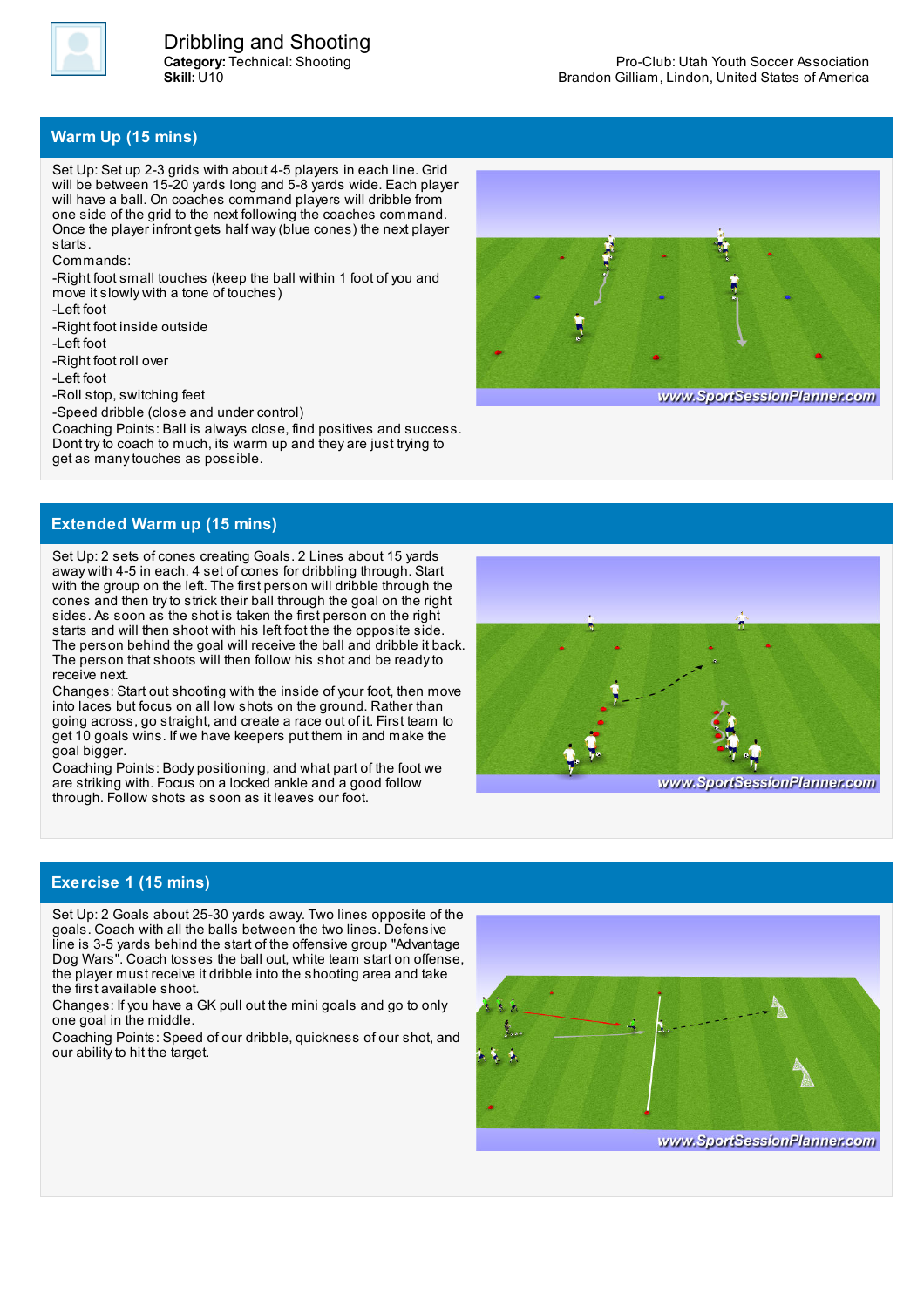# Dribbling and Shooting

**Category:** Technical: Shooting
**Skill:** U10

Pro-Club: Utah Youth Soccer Association
Brandon Gilliam, Lindon, United States of America

## Warm Up (15 mins)

Set Up: Set up 2-3 grids with about 4-5 players in each line. Grid will be between 15-20 yards long and 5-8 yards wide. Each player will have a ball. On coaches command players will dribble from one side of the grid to the next following the coaches command. Once the player infront gets half way (blue cones) the next player starts.

Commands:

- -Right foot small touches (keep the ball within 1 foot of you and move it slowly with a tone of touches)
- -Left foot
- -Right foot inside outside
- -Left foot
- -Right foot roll over
- -Left foot
- -Roll stop, switching feet
- -Speed dribble (close and under control)

Coaching Points: Ball is always close, find positives and success. Dont try to coach to much, its warm up and they are just trying to get as many touches as possible.

## Extended Warm up (15 mins)

Set Up: 2 sets of cones creating Goals. 2 Lines about 15 yards away with 4-5 in each. 4 set of cones for dribbling through. Start with the group on the left. The first person will dribble through the cones and then try to strick their ball through the goal on the right sides. As soon as the shot is taken the first person on the right starts and will then shoot with his left foot the the opposite side. The person behind the goal will receive the ball and dribble it back. The person that shoots will then follow his shot and be ready to receive next.

Changes: Start out shooting with the inside of your foot, then move into laces but focus on all low shots on the ground. Rather than going across, go straight, and create a race out of it. First team to get 10 goals wins. If we have keepers put them in and make the goal bigger.

Coaching Points: Body positioning, and what part of the foot we are striking with. Focus on a locked ankle and a good follow through. Follow shots as soon as it leaves our foot.

## Exercise 1 (15 mins)

Set Up: 2 Goals about 25-30 yards away. Two lines opposite of the goals. Coach with all the balls between the two lines. Defensive line is 3-5 yards behind the start of the offensive group "Advantage Dog Wars". Coach tosses the ball out, white team start on offense, the player must receive it dribble into the shooting area and take the first available shoot.

Changes: If you have a GK pull out the mini goals and go to only one goal in the middle.

Coaching Points: Speed of our dribble, quickness of our shot, and our ability to hit the target.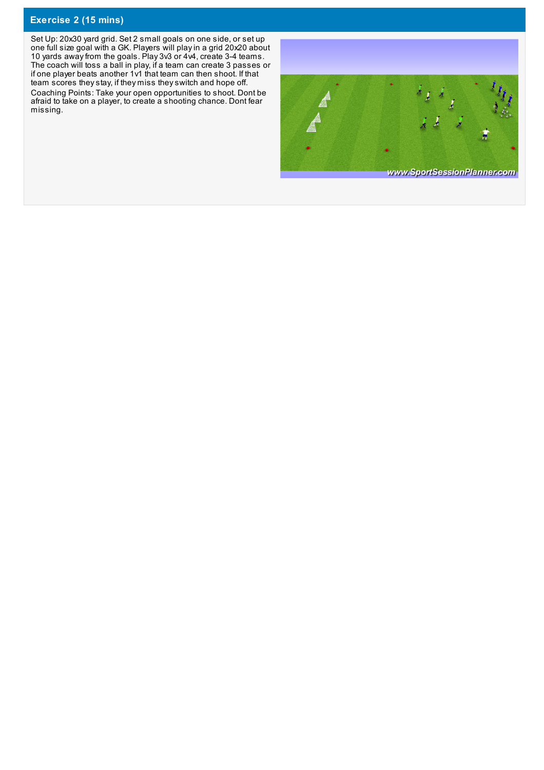## Exercise 2 (15 mins)

Set Up: 20x30 yard grid. Set 2 small goals on one side, or set up one full size goal with a GK. Players will play in a grid 20x20 about 10 yards away from the goals. Play 3v3 or 4v4, create 3-4 teams. The coach will toss a ball in play, if a team can create 3 passes or if one player beats another 1v1 that team can then shoot. If that team scores they stay, if they miss they switch and hope off.

Coaching Points: Take your open opportunities to shoot. Dont be afraid to take on a player, to create a shooting chance. Dont fear missing.